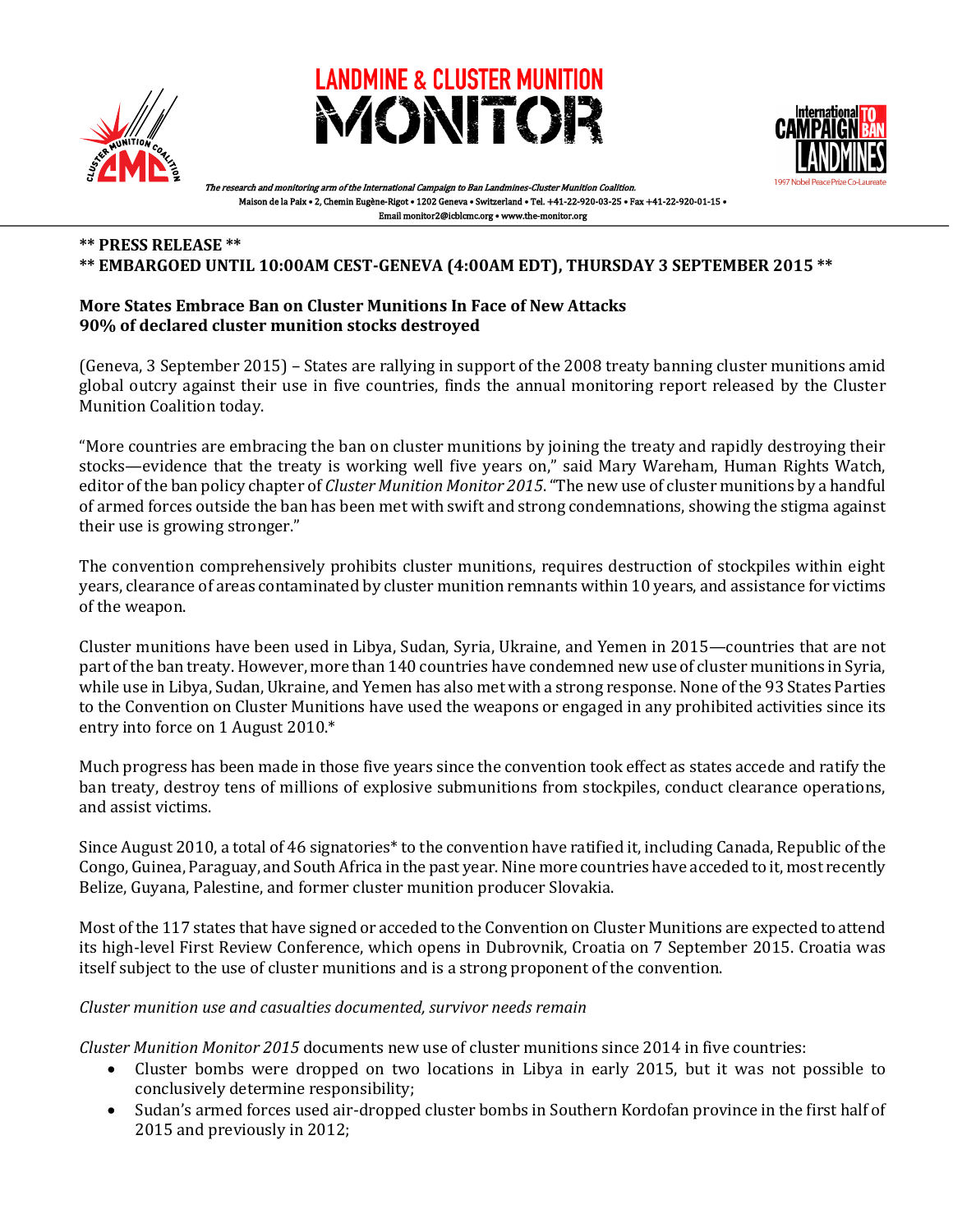# LANDMINE & CLUSTER MUNITION MONITOR

*The research and monitoring arm of the International Campaign to Ban Landmines-Cluster Munition Coalition.*

Maison de la Paix • 2, Chemin Eugène-Rigot • 1202 Geneva • Switzerland • Tel. +41-22-920-03-25 • Fax +41-22-920-01-15 •
Email monitor2@icblcmc.org • www.the-monitor.org

**** PRESS RELEASE ****
**** EMBARGOED UNTIL 10:00AM CEST-GENEVA (4:00AM EDT), THURSDAY 3 SEPTEMBER 2015 ****

**More States Embrace Ban on Cluster Munitions In Face of New Attacks**
**90% of declared cluster munition stocks destroyed**

(Geneva, 3 September 2015) – States are rallying in support of the 2008 treaty banning cluster munitions amid global outcry against their use in five countries, finds the annual monitoring report released by the Cluster Munition Coalition today.

"More countries are embracing the ban on cluster munitions by joining the treaty and rapidly destroying their stocks—evidence that the treaty is working well five years on," said Mary Wareham, Human Rights Watch, editor of the ban policy chapter of *Cluster Munition Monitor 2015*. "The new use of cluster munitions by a handful of armed forces outside the ban has been met with swift and strong condemnations, showing the stigma against their use is growing stronger."

The convention comprehensively prohibits cluster munitions, requires destruction of stockpiles within eight years, clearance of areas contaminated by cluster munition remnants within 10 years, and assistance for victims of the weapon.

Cluster munitions have been used in Libya, Sudan, Syria, Ukraine, and Yemen in 2015—countries that are not part of the ban treaty. However, more than 140 countries have condemned new use of cluster munitions in Syria, while use in Libya, Sudan, Ukraine, and Yemen has also met with a strong response. None of the 93 States Parties to the Convention on Cluster Munitions have used the weapons or engaged in any prohibited activities since its entry into force on 1 August 2010.*

Much progress has been made in those five years since the convention took effect as states accede and ratify the ban treaty, destroy tens of millions of explosive submunitions from stockpiles, conduct clearance operations, and assist victims.

Since August 2010, a total of 46 signatories* to the convention have ratified it, including Canada, Republic of the Congo, Guinea, Paraguay, and South Africa in the past year. Nine more countries have acceded to it, most recently Belize, Guyana, Palestine, and former cluster munition producer Slovakia.

Most of the 117 states that have signed or acceded to the Convention on Cluster Munitions are expected to attend its high-level First Review Conference, which opens in Dubrovnik, Croatia on 7 September 2015. Croatia was itself subject to the use of cluster munitions and is a strong proponent of the convention.

*Cluster munition use and casualties documented, survivor needs remain*

*Cluster Munition Monitor 2015* documents new use of cluster munitions since 2014 in five countries:

- Cluster bombs were dropped on two locations in Libya in early 2015, but it was not possible to conclusively determine responsibility;
- Sudan's armed forces used air-dropped cluster bombs in Southern Kordofan province in the first half of 2015 and previously in 2012;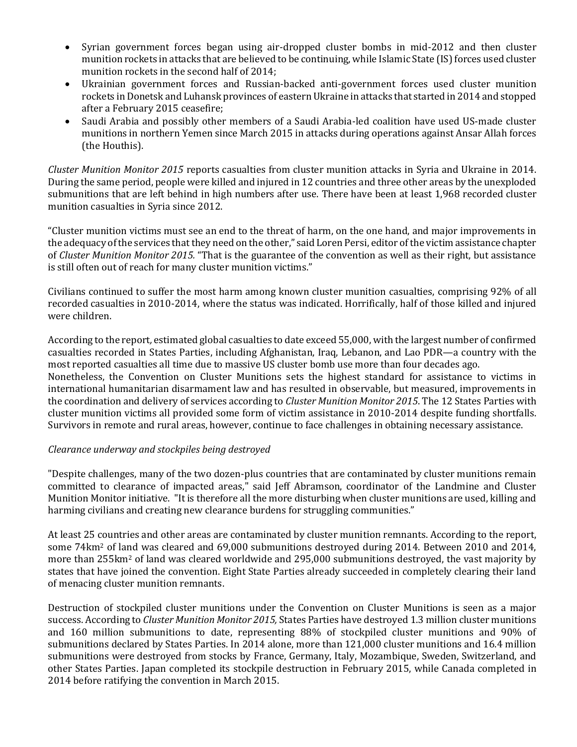- Syrian government forces began using air-dropped cluster bombs in mid-2012 and then cluster munition rockets in attacks that are believed to be continuing, while Islamic State (IS) forces used cluster munition rockets in the second half of 2014;
- Ukrainian government forces and Russian-backed anti-government forces used cluster munition rockets in Donetsk and Luhansk provinces of eastern Ukraine in attacks that started in 2014 and stopped after a February 2015 ceasefire;
- Saudi Arabia and possibly other members of a Saudi Arabia-led coalition have used US-made cluster munitions in northern Yemen since March 2015 in attacks during operations against Ansar Allah forces (the Houthis).

*Cluster Munition Monitor 2015* reports casualties from cluster munition attacks in Syria and Ukraine in 2014. During the same period, people were killed and injured in 12 countries and three other areas by the unexploded submunitions that are left behind in high numbers after use. There have been at least 1,968 recorded cluster munition casualties in Syria since 2012.

"Cluster munition victims must see an end to the threat of harm, on the one hand, and major improvements in the adequacy of the services that they need on the other," said Loren Persi, editor of the victim assistance chapter of *Cluster Munition Monitor 2015.* "That is the guarantee of the convention as well as their right, but assistance is still often out of reach for many cluster munition victims."

Civilians continued to suffer the most harm among known cluster munition casualties, comprising 92% of all recorded casualties in 2010-2014, where the status was indicated. Horrifically, half of those killed and injured were children.

According to the report, estimated global casualties to date exceed 55,000, with the largest number of confirmed casualties recorded in States Parties, including Afghanistan, Iraq, Lebanon, and Lao PDR—a country with the most reported casualties all time due to massive US cluster bomb use more than four decades ago.
Nonetheless, the Convention on Cluster Munitions sets the highest standard for assistance to victims in international humanitarian disarmament law and has resulted in observable, but measured, improvements in the coordination and delivery of services according to *Cluster Munition Monitor 2015*. The 12 States Parties with cluster munition victims all provided some form of victim assistance in 2010-2014 despite funding shortfalls. Survivors in remote and rural areas, however, continue to face challenges in obtaining necessary assistance.

*Clearance underway and stockpiles being destroyed*

"Despite challenges, many of the two dozen-plus countries that are contaminated by cluster munitions remain committed to clearance of impacted areas," said Jeff Abramson, coordinator of the Landmine and Cluster Munition Monitor initiative. "It is therefore all the more disturbing when cluster munitions are used, killing and harming civilians and creating new clearance burdens for struggling communities."

At least 25 countries and other areas are contaminated by cluster munition remnants. According to the report, some 74km$^2$ of land was cleared and 69,000 submunitions destroyed during 2014. Between 2010 and 2014, more than 255km$^2$ of land was cleared worldwide and 295,000 submunitions destroyed, the vast majority by states that have joined the convention. Eight State Parties already succeeded in completely clearing their land of menacing cluster munition remnants.

Destruction of stockpiled cluster munitions under the Convention on Cluster Munitions is seen as a major success. According to *Cluster Munition Monitor 2015,* States Parties have destroyed 1.3 million cluster munitions and 160 million submunitions to date, representing 88% of stockpiled cluster munitions and 90% of submunitions declared by States Parties. In 2014 alone, more than 121,000 cluster munitions and 16.4 million submunitions were destroyed from stocks by France, Germany, Italy, Mozambique, Sweden, Switzerland, and other States Parties. Japan completed its stockpile destruction in February 2015, while Canada completed in 2014 before ratifying the convention in March 2015.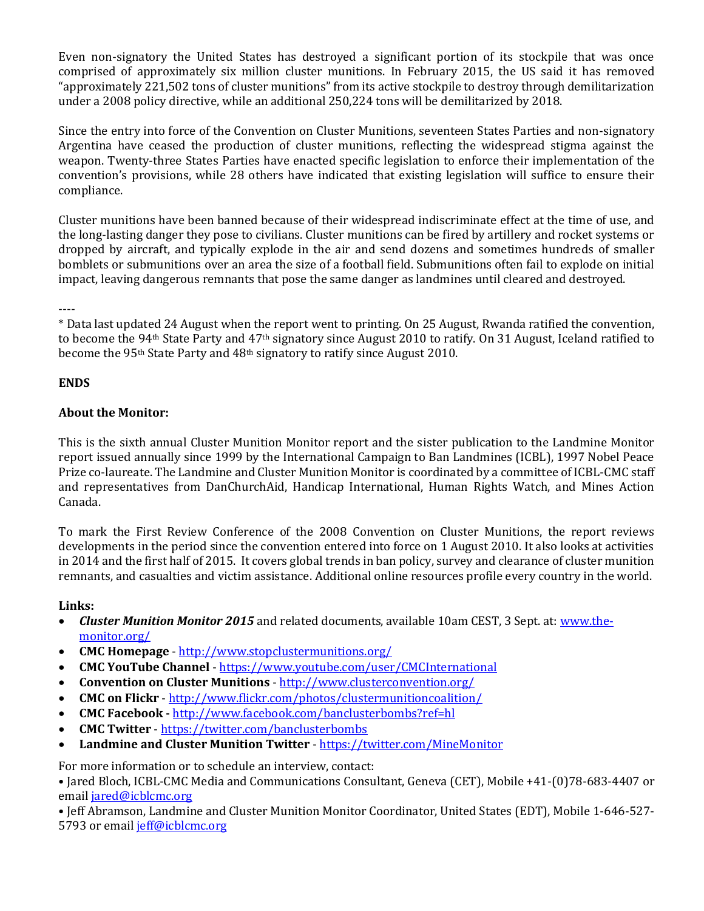Even non-signatory the United States has destroyed a significant portion of its stockpile that was once comprised of approximately six million cluster munitions. In February 2015, the US said it has removed "approximately 221,502 tons of cluster munitions" from its active stockpile to destroy through demilitarization under a 2008 policy directive, while an additional 250,224 tons will be demilitarized by 2018.

Since the entry into force of the Convention on Cluster Munitions, seventeen States Parties and non-signatory Argentina have ceased the production of cluster munitions, reflecting the widespread stigma against the weapon. Twenty-three States Parties have enacted specific legislation to enforce their implementation of the convention's provisions, while 28 others have indicated that existing legislation will suffice to ensure their compliance.

Cluster munitions have been banned because of their widespread indiscriminate effect at the time of use, and the long-lasting danger they pose to civilians. Cluster munitions can be fired by artillery and rocket systems or dropped by aircraft, and typically explode in the air and send dozens and sometimes hundreds of smaller bomblets or submunitions over an area the size of a football field. Submunitions often fail to explode on initial impact, leaving dangerous remnants that pose the same danger as landmines until cleared and destroyed.

----

* Data last updated 24 August when the report went to printing. On 25 August, Rwanda ratified the convention, to become the 94th State Party and 47th signatory since August 2010 to ratify. On 31 August, Iceland ratified to become the 95th State Party and 48th signatory to ratify since August 2010.

**ENDS**

**About the Monitor:**

This is the sixth annual Cluster Munition Monitor report and the sister publication to the Landmine Monitor report issued annually since 1999 by the International Campaign to Ban Landmines (ICBL), 1997 Nobel Peace Prize co-laureate. The Landmine and Cluster Munition Monitor is coordinated by a committee of ICBL-CMC staff and representatives from DanChurchAid, Handicap International, Human Rights Watch, and Mines Action Canada.

To mark the First Review Conference of the 2008 Convention on Cluster Munitions, the report reviews developments in the period since the convention entered into force on 1 August 2010. It also looks at activities in 2014 and the first half of 2015. It covers global trends in ban policy, survey and clearance of cluster munition remnants, and casualties and victim assistance. Additional online resources profile every country in the world.

**Links:**

- ***Cluster Munition Monitor 2015*** and related documents, available 10am CEST, 3 Sept. at: www.the-monitor.org/
- **CMC Homepage** - http://www.stopclustermunitions.org/
- **CMC YouTube Channel** - https://www.youtube.com/user/CMCInternational
- **Convention on Cluster Munitions** - http://www.clusterconvention.org/
- **CMC on Flickr** - http://www.flickr.com/photos/clustermunitioncoalition/
- **CMC Facebook -** http://www.facebook.com/banclusterbombs?ref=hl
- **CMC Twitter** - https://twitter.com/banclusterbombs
- **Landmine and Cluster Munition Twitter** - https://twitter.com/MineMonitor

For more information or to schedule an interview, contact:

• Jared Bloch, ICBL-CMC Media and Communications Consultant, Geneva (CET), Mobile +41-(0)78-683-4407 or email jared@icblcmc.org

• Jeff Abramson, Landmine and Cluster Munition Monitor Coordinator, United States (EDT), Mobile 1-646-527-5793 or email jeff@icblcmc.org